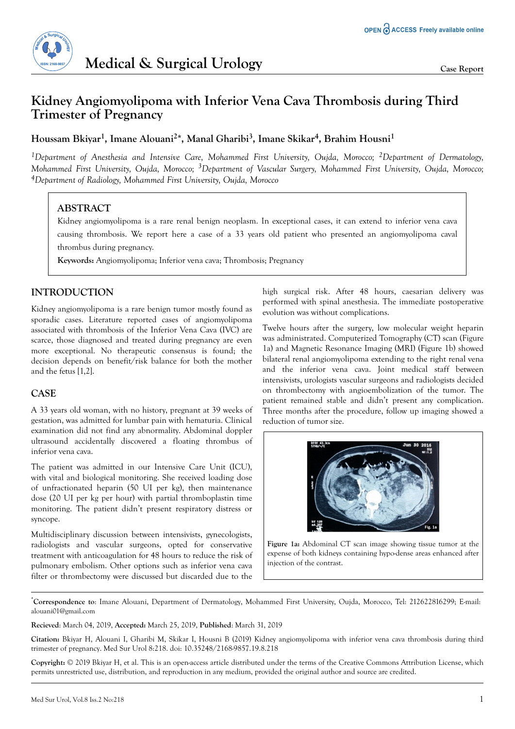# Kidney Angiomyolipoma with Inferior Vena Cava Thrombosis during Third Trimester of Pregnancy

**Houssam Bkiyar[1], Imane Alouani[2*], Manal Gharibi[3], Imane Skikar[4], Brahim Housni[1]**

*[1]Department of Anesthesia and Intensive Care, Mohammed First University, Oujda, Morocco; [2]Department of Dermatology, Mohammed First University, Oujda, Morocco; [3]Department of Vascular Surgery, Mohammed First University, Oujda, Morocco; [4]Department of Radiology, Mohammed First University, Oujda, Morocco*

## ABSTRACT

Kidney angiomyolipoma is a rare renal benign neoplasm. In exceptional cases, it can extend to inferior vena cava causing thrombosis. We report here a case of a 33 years old patient who presented an angiomyolipoma caval thrombus during pregnancy.

**Keywords:** Angiomyolipoma; Inferior vena cava; Thrombosis; Pregnancy

## INTRODUCTION

Kidney angiomyolipoma is a rare benign tumor mostly found as sporadic cases. Literature reported cases of angiomyolipoma associated with thrombosis of the Inferior Vena Cava (IVC) are scarce, those diagnosed and treated during pregnancy are even more exceptional. No therapeutic consensus is found; the decision depends on benefit/risk balance for both the mother and the fetus [1,2].

## CASE

A 33 years old woman, with no history, pregnant at 39 weeks of gestation, was admitted for lumbar pain with hematuria. Clinical examination did not find any abnormality. Abdominal doppler ultrasound accidentally discovered a floating thrombus of inferior vena cava.

The patient was admitted in our Intensive Care Unit (ICU), with vital and biological monitoring. She received loading dose of unfractionated heparin (50 UI per kg), then maintenance dose (20 UI per kg per hour) with partial thromboplastin time monitoring. The patient didn't present respiratory distress or syncope.

Multidisciplinary discussion between intensivists, gynecologists, radiologists and vascular surgeons, opted for conservative treatment with anticoagulation for 48 hours to reduce the risk of pulmonary embolism. Other options such as inferior vena cava filter or thrombectomy were discussed but discarded due to the high surgical risk. After 48 hours, caesarian delivery was performed with spinal anesthesia. The immediate postoperative evolution was without complications.

Twelve hours after the surgery, low molecular weight heparin was administrated. Computerized Tomography (CT) scan (Figure 1a) and Magnetic Resonance Imaging (MRI) (Figure 1b) showed bilateral renal angiomyolipoma extending to the right renal vena and the inferior vena cava. Joint medical staff between intensivists, urologists vascular surgeons and radiologists decided on thrombectomy with angioembolization of the tumor. The patient remained stable and didn't present any complication. Three months after the procedure, follow up imaging showed a reduction of tumor size.

**Figure 1a:** Abdominal CT scan image showing tissue tumor at the expense of both kidneys containing hypo-dense areas enhanced after injection of the contrast.

---

*Correspondence to: Imane Alouani, Department of Dermatology, Mohammed First University, Oujda, Morocco, Tel: 212622816299; E-mail: alouani01@gmail.com

**Recieved**: March 04, 2019, **Accepted:** March 25, 2019, **Published**: March 31, 2019

**Citation:** Bkiyar H, Alouani I, Gharibi M, Skikar I, Housni B (2019) Kidney angiomyolipoma with inferior vena cava thrombosis during third trimester of pregnancy. Med Sur Urol 8:218. doi: 10.35248/2168-9857.19.8.218

**Copyright:** © 2019 Bkiyar H, et al. This is an open-access article distributed under the terms of the Creative Commons Attribution License, which permits unrestricted use, distribution, and reproduction in any medium, provided the original author and source are credited.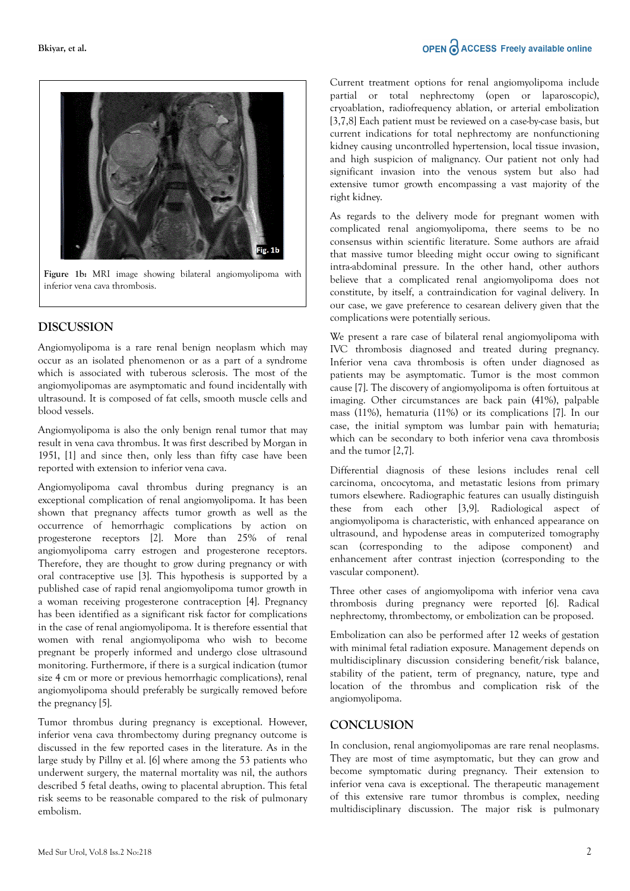Figure 1b: MRI image showing bilateral angiomyolipoma with inferior vena cava thrombosis.

## DISCUSSION

Angiomyolipoma is a rare renal benign neoplasm which may occur as an isolated phenomenon or as a part of a syndrome which is associated with tuberous sclerosis. The most of the angiomyolipomas are asymptomatic and found incidentally with ultrasound. It is composed of fat cells, smooth muscle cells and blood vessels.

Angiomyolipoma is also the only benign renal tumor that may result in vena cava thrombus. It was first described by Morgan in 1951, [1] and since then, only less than fifty case have been reported with extension to inferior vena cava.

Angiomyolipoma caval thrombus during pregnancy is an exceptional complication of renal angiomyolipoma. It has been shown that pregnancy affects tumor growth as well as the occurrence of hemorrhagic complications by action on progesterone receptors [2]. More than 25% of renal angiomyolipoma carry estrogen and progesterone receptors. Therefore, they are thought to grow during pregnancy or with oral contraceptive use [3]. This hypothesis is supported by a published case of rapid renal angiomyolipoma tumor growth in a woman receiving progesterone contraception [4]. Pregnancy has been identified as a significant risk factor for complications in the case of renal angiomyolipoma. It is therefore essential that women with renal angiomyolipoma who wish to become pregnant be properly informed and undergo close ultrasound monitoring. Furthermore, if there is a surgical indication (tumor size 4 cm or more or previous hemorrhagic complications), renal angiomyolipoma should preferably be surgically removed before the pregnancy [5].

Tumor thrombus during pregnancy is exceptional. However, inferior vena cava thrombectomy during pregnancy outcome is discussed in the few reported cases in the literature. As in the large study by Pillny et al. [6] where among the 53 patients who underwent surgery, the maternal mortality was nil, the authors described 5 fetal deaths, owing to placental abruption. This fetal risk seems to be reasonable compared to the risk of pulmonary embolism.

Current treatment options for renal angiomyolipoma include partial or total nephrectomy (open or laparoscopic), cryoablation, radiofrequency ablation, or arterial embolization [3,7,8] Each patient must be reviewed on a case-by-case basis, but current indications for total nephrectomy are nonfunctioning kidney causing uncontrolled hypertension, local tissue invasion, and high suspicion of malignancy. Our patient not only had significant invasion into the venous system but also had extensive tumor growth encompassing a vast majority of the right kidney.

As regards to the delivery mode for pregnant women with complicated renal angiomyolipoma, there seems to be no consensus within scientific literature. Some authors are afraid that massive tumor bleeding might occur owing to significant intra-abdominal pressure. In the other hand, other authors believe that a complicated renal angiomyolipoma does not constitute, by itself, a contraindication for vaginal delivery. In our case, we gave preference to cesarean delivery given that the complications were potentially serious.

We present a rare case of bilateral renal angiomyolipoma with IVC thrombosis diagnosed and treated during pregnancy. Inferior vena cava thrombosis is often under diagnosed as patients may be asymptomatic. Tumor is the most common cause [7]. The discovery of angiomyolipoma is often fortuitous at imaging. Other circumstances are back pain (41%), palpable mass (11%), hematuria (11%) or its complications [7]. In our case, the initial symptom was lumbar pain with hematuria; which can be secondary to both inferior vena cava thrombosis and the tumor [2,7].

Differential diagnosis of these lesions includes renal cell carcinoma, oncocytoma, and metastatic lesions from primary tumors elsewhere. Radiographic features can usually distinguish these from each other [3,9]. Radiological aspect of angiomyolipoma is characteristic, with enhanced appearance on ultrasound, and hypodense areas in computerized tomography scan (corresponding to the adipose component) and enhancement after contrast injection (corresponding to the vascular component).

Three other cases of angiomyolipoma with inferior vena cava thrombosis during pregnancy were reported [6]. Radical nephrectomy, thrombectomy, or embolization can be proposed.

Embolization can also be performed after 12 weeks of gestation with minimal fetal radiation exposure. Management depends on multidisciplinary discussion considering benefit/risk balance, stability of the patient, term of pregnancy, nature, type and location of the thrombus and complication risk of the angiomyolipoma.

## CONCLUSION

In conclusion, renal angiomyolipomas are rare renal neoplasms. They are most of time asymptomatic, but they can grow and become symptomatic during pregnancy. Their extension to inferior vena cava is exceptional. The therapeutic management of this extensive rare tumor thrombus is complex, needing multidisciplinary discussion. The major risk is pulmonary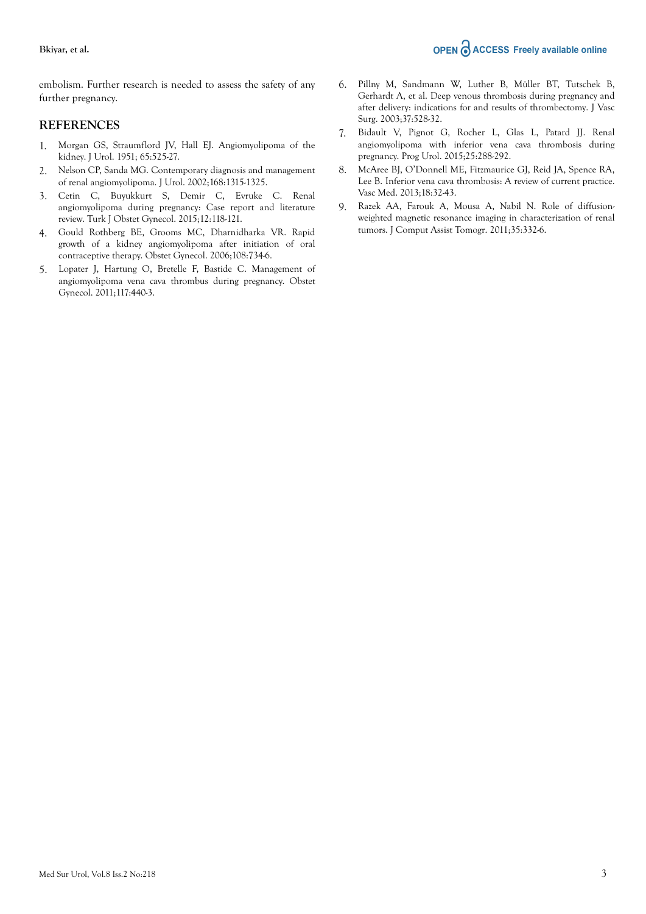embolism. Further research is needed to assess the safety of any further pregnancy.

## REFERENCES

1. Morgan GS, Straumflord JV, Hall EJ. Angiomyolipoma of the kidney. J Urol. 1951; 65:525-27.
2. Nelson CP, Sanda MG. Contemporary diagnosis and management of renal angiomyolipoma. J Urol. 2002;168:1315-1325.
3. Cetin C, Buyukkurt S, Demir C, Evruke C. Renal angiomyolipoma during pregnancy: Case report and literature review. Turk J Obstet Gynecol. 2015;12:118-121.
4. Gould Rothberg BE, Grooms MC, Dharnidharka VR. Rapid growth of a kidney angiomyolipoma after initiation of oral contraceptive therapy. Obstet Gynecol. 2006;108:734-6.
5. Lopater J, Hartung O, Bretelle F, Bastide C. Management of angiomyolipoma vena cava thrombus during pregnancy. Obstet Gynecol. 2011;117:440-3.
6. Pillny M, Sandmann W, Luther B, Müller BT, Tutschek B, Gerhardt A, et al. Deep venous thrombosis during pregnancy and after delivery: indications for and results of thrombectomy. J Vasc Surg. 2003;37:528-32.
7. Bidault V, Pignot G, Rocher L, Glas L, Patard JJ. Renal angiomyolipoma with inferior vena cava thrombosis during pregnancy. Prog Urol. 2015;25:288-292.
8. McAree BJ, O'Donnell ME, Fitzmaurice GJ, Reid JA, Spence RA, Lee B. Inferior vena cava thrombosis: A review of current practice. Vasc Med. 2013;18:32-43.
9. Razek AA, Farouk A, Mousa A, Nabil N. Role of diffusion-weighted magnetic resonance imaging in characterization of renal tumors. J Comput Assist Tomogr. 2011;35:332-6.